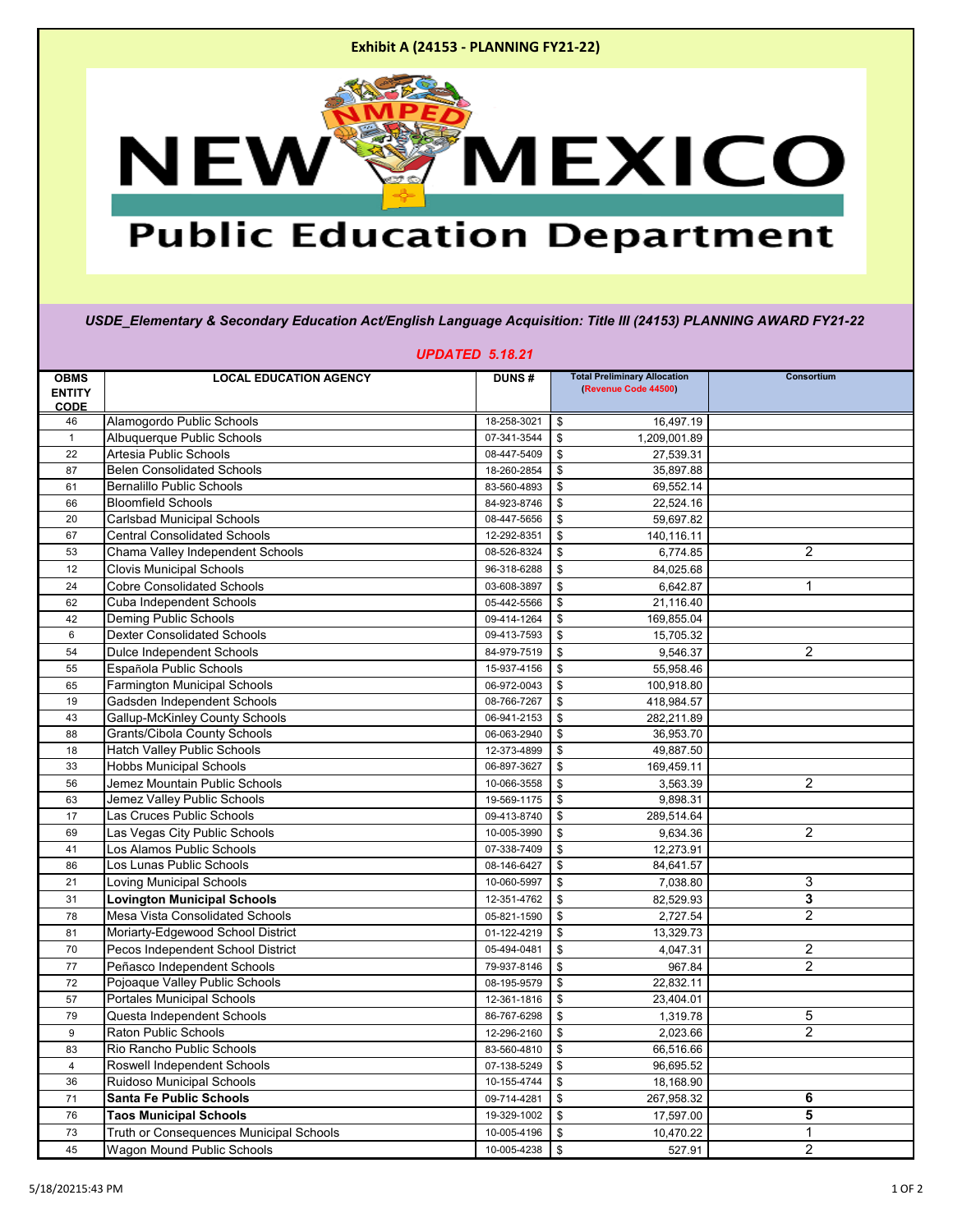# Exhibit A (24153 - PLANNING FY21-22)

NEW MEXICO Public Education Department

***USDE_Elementary & Secondary Education Act/English Language Acquisition: Title III (24153) PLANNING AWARD FY21-22***

***UPDATED 5.18.21***

| OBMS ENTITY CODE | LOCAL EDUCATION AGENCY | DUNS # | Total Preliminary Allocation (Revenue Code 44500) | Consortium |
|---|---|---|---|---|
| 46 | Alamogordo Public Schools | 18-258-3021 | $ 16,497.19 | |
| 1 | Albuquerque Public Schools | 07-341-3544 | $ 1,209,001.89 | |
| 22 | Artesia Public Schools | 08-447-5409 | $ 27,539.31 | |
| 87 | Belen Consolidated Schools | 18-260-2854 | $ 35,897.88 | |
| 61 | Bernalillo Public Schools | 83-560-4893 | $ 69,552.14 | |
| 66 | Bloomfield Schools | 84-923-8746 | $ 22,524.16 | |
| 20 | Carlsbad Municipal Schools | 08-447-5656 | $ 59,697.82 | |
| 67 | Central Consolidated Schools | 12-292-8351 | $ 140,116.11 | |
| 53 | Chama Valley Independent Schools | 08-526-8324 | $ 6,774.85 | 2 |
| 12 | Clovis Municipal Schools | 96-318-6288 | $ 84,025.68 | |
| 24 | Cobre Consolidated Schools | 03-608-3897 | $ 6,642.87 | 1 |
| 62 | Cuba Independent Schools | 05-442-5566 | $ 21,116.40 | |
| 42 | Deming Public Schools | 09-414-1264 | $ 169,855.04 | |
| 6 | Dexter Consolidated Schools | 09-413-7593 | $ 15,705.32 | |
| 54 | Dulce Independent Schools | 84-979-7519 | $ 9,546.37 | 2 |
| 55 | Española Public Schools | 15-937-4156 | $ 55,958.46 | |
| 65 | Farmington Municipal Schools | 06-972-0043 | $ 100,918.80 | |
| 19 | Gadsden Independent Schools | 08-766-7267 | $ 418,984.57 | |
| 43 | Gallup-McKinley County Schools | 06-941-2153 | $ 282,211.89 | |
| 88 | Grants/Cibola County Schools | 06-063-2940 | $ 36,953.70 | |
| 18 | Hatch Valley Public Schools | 12-373-4899 | $ 49,887.50 | |
| 33 | Hobbs Municipal Schools | 06-897-3627 | $ 169,459.11 | |
| 56 | Jemez Mountain Public Schools | 10-066-3558 | $ 3,563.39 | 2 |
| 63 | Jemez Valley Public Schools | 19-569-1175 | $ 9,898.31 | |
| 17 | Las Cruces Public Schools | 09-413-8740 | $ 289,514.64 | |
| 69 | Las Vegas City Public Schools | 10-005-3990 | $ 9,634.36 | 2 |
| 41 | Los Alamos Public Schools | 07-338-7409 | $ 12,273.91 | |
| 86 | Los Lunas Public Schools | 08-146-6427 | $ 84,641.57 | |
| 21 | Loving Municipal Schools | 10-060-5997 | $ 7,038.80 | 3 |
| 31 | **Lovington Municipal Schools** | 12-351-4762 | $ 82,529.93 | **3** |
| 78 | Mesa Vista Consolidated Schools | 05-821-1590 | $ 2,727.54 | 2 |
| 81 | Moriarty-Edgewood School District | 01-122-4219 | $ 13,329.73 | |
| 70 | Pecos Independent School District | 05-494-0481 | $ 4,047.31 | 2 |
| 77 | Peñasco Independent Schools | 79-937-8146 | $ 967.84 | 2 |
| 72 | Pojoaque Valley Public Schools | 08-195-9579 | $ 22,832.11 | |
| 57 | Portales Municipal Schools | 12-361-1816 | $ 23,404.01 | |
| 79 | Questa Independent Schools | 86-767-6298 | $ 1,319.78 | 5 |
| 9 | Raton Public Schools | 12-296-2160 | $ 2,023.66 | 2 |
| 83 | Rio Rancho Public Schools | 83-560-4810 | $ 66,516.66 | |
| 4 | Roswell Independent Schools | 07-138-5249 | $ 96,695.52 | |
| 36 | Ruidoso Municipal Schools | 10-155-4744 | $ 18,168.90 | |
| 71 | **Santa Fe Public Schools** | 09-714-4281 | $ 267,958.32 | **6** |
| 76 | **Taos Municipal Schools** | 19-329-1002 | $ 17,597.00 | **5** |
| 73 | Truth or Consequences Municipal Schools | 10-005-4196 | $ 10,470.22 | 1 |
| 45 | Wagon Mound Public Schools | 10-005-4238 | $ 527.91 | 2 |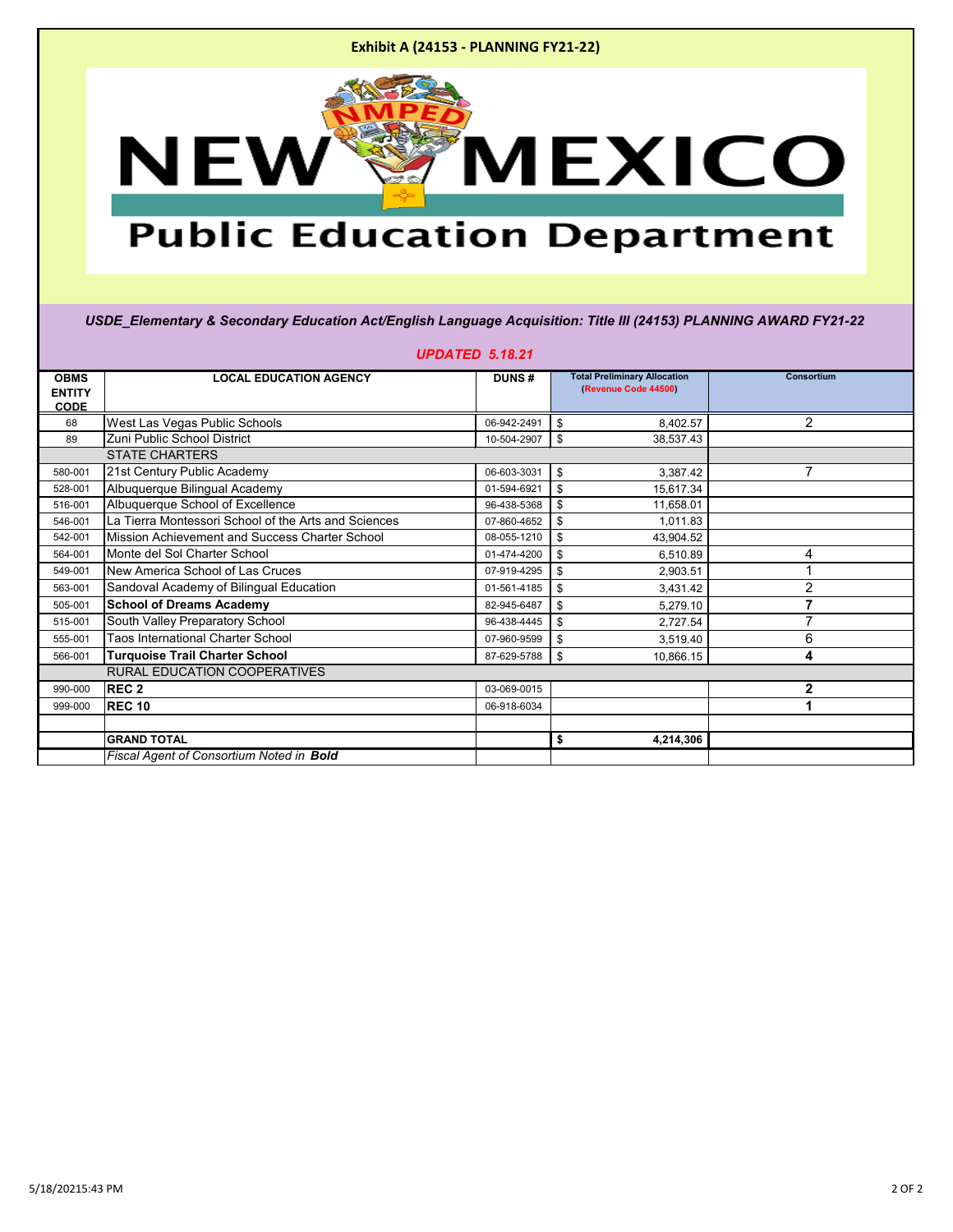**Exhibit A (24153 - PLANNING FY21-22)**

# NEW MEXICO Public Education Department

***USDE_Elementary & Secondary Education Act/English Language Acquisition: Title III (24153) PLANNING AWARD FY21-22***

***UPDATED 5.18.21***

| OBMS ENTITY CODE | LOCAL EDUCATION AGENCY | DUNS # | Total Preliminary Allocation (Revenue Code 44500) | Consortium |
|---|---|---|---|---|
| 68 | West Las Vegas Public Schools | 06-942-2491 | $ 8,402.57 | 2 |
| 89 | Zuni Public School District | 10-504-2907 | $ 38,537.43 | |
| | STATE CHARTERS | | | |
| 580-001 | 21st Century Public Academy | 06-603-3031 | $ 3,387.42 | 7 |
| 528-001 | Albuquerque Bilingual Academy | 01-594-6921 | $ 15,617.34 | |
| 516-001 | Albuquerque School of Excellence | 96-438-5368 | $ 11,658.01 | |
| 546-001 | La Tierra Montessori School of the Arts and Sciences | 07-860-4652 | $ 1,011.83 | |
| 542-001 | Mission Achievement and Success Charter School | 08-055-1210 | $ 43,904.52 | |
| 564-001 | Monte del Sol Charter School | 01-474-4200 | $ 6,510.89 | 4 |
| 549-001 | New America School of Las Cruces | 07-919-4295 | $ 2,903.51 | 1 |
| 563-001 | Sandoval Academy of Bilingual Education | 01-561-4185 | $ 3,431.42 | 2 |
| 505-001 | **School of Dreams Academy** | 82-945-6487 | $ 5,279.10 | **7** |
| 515-001 | South Valley Preparatory School | 96-438-4445 | $ 2,727.54 | 7 |
| 555-001 | Taos International Charter School | 07-960-9599 | $ 3,519.40 | 6 |
| 566-001 | **Turquoise Trail Charter School** | 87-629-5788 | $ 10,866.15 | **4** |
| | RURAL EDUCATION COOPERATIVES | | | |
| 990-000 | **REC 2** | 03-069-0015 | | **2** |
| 999-000 | **REC 10** | 06-918-6034 | | **1** |
| | | | | |
| | **GRAND TOTAL** | | **$ 4,214,306** | |
| | *Fiscal Agent of Consortium Noted in **Bold*** | | | |

5/18/2021 5:43 PM